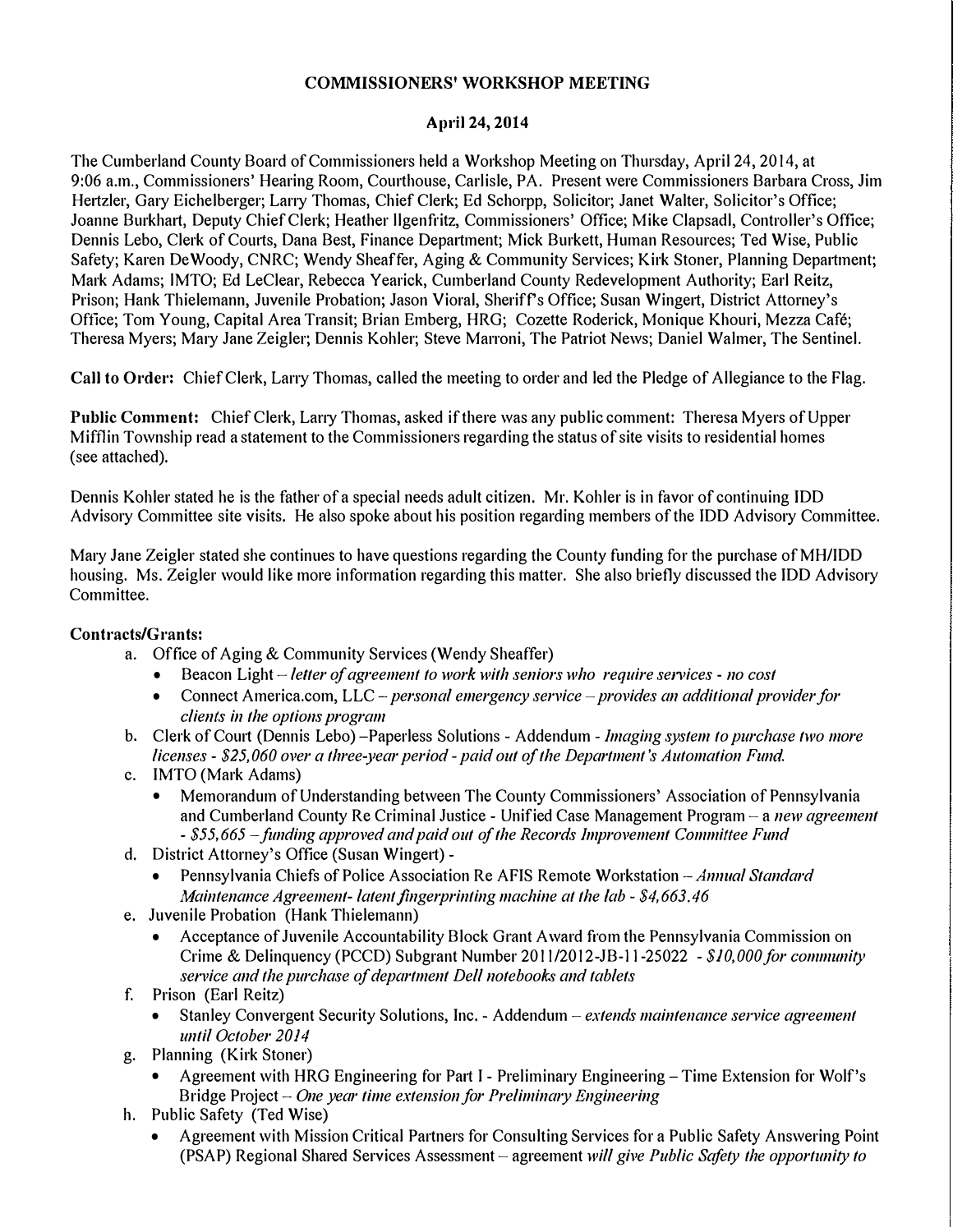# COMMISSIONERS' WORKSHOP MEETING

## April 24, 2014

The Cumberland County Board of Commissioners held a Workshop Meeting on Thursday, April 24, 2014, at 9:06 a.m., Commissioners' Hearing Room, Courthouse, Carlisle, PA. Present were Commissioners Barbara Cross, Jim Hertzler, Gary Eichelberger; Larry Thomas, Chief Clerk; Ed Schorpp, Solicitor; Janet Walter, Solicitor's Office; Joanne Burkhart, Deputy Chief Clerk; Heather Ilgenfritz, Commissioners' Office; Mike Clapsadl, Controller's Office; Dennis Lebo, Clerk of Courts, Dana Best, Finance Department; Mick Burkett, Human Resources; Ted Wise, Public Safety; Karen DeWoody, CNRC; Wendy Sheaffer, Aging & Community Services; Kirk Stoner, Planning Department; Mark Adams; IMTO; Ed LeClear, Rebecca Yearick, Cumberland County Redevelopment Authority; Earl Reitz, Prison; Hank Thielemann, Juvenile Probation; Jason Vioral, Sheriff's Office; Susan Wingert, District Attorney's Office; Tom Young, Capital Area Transit; Brian Emberg, HRG; Cozette Roderick, Monique Khouri, Mezza Café; Theresa Myers; Mary Jane Zeigler; Dennis Kohler; Steve Marroni, The Patriot News; Daniel Walmer, The Sentinel.

**Call to Order:** Chief Clerk, Larry Thomas, called the meeting to order and led the Pledge of Allegiance to the Flag.

**Public Comment:** Chief Clerk, Larry Thomas, asked if there was any public comment: Theresa Myers of Upper Mifflin Township read a statement to the Commissioners regarding the status of site visits to residential homes (see attached).

Dennis Kohler stated he is the father of a special needs adult citizen. Mr. Kohler is in favor of continuing IDD Advisory Committee site visits. He also spoke about his position regarding members of the IDD Advisory Committee.

Mary Jane Zeigler stated she continues to have questions regarding the County funding for the purchase of MH/IDD housing. Ms. Zeigler would like more information regarding this matter. She also briefly discussed the IDD Advisory Committee.

**Contracts/Grants:**

a. Office of Aging & Community Services (Wendy Sheaffer)
   - Beacon Light – *letter of agreement to work with seniors who require services - no cost*
   - Connect America.com, LLC – *personal emergency service – provides an additional provider for clients in the options program*

b. Clerk of Court (Dennis Lebo) –Paperless Solutions - Addendum - *Imaging system to purchase two more licenses - $25,060 over a three-year period - paid out of the Department's Automation Fund.*

c. IMTO (Mark Adams)
   - Memorandum of Understanding between The County Commissioners' Association of Pennsylvania and Cumberland County Re Criminal Justice - Unified Case Management Program – a *new agreement - $55,665 – funding approved and paid out of the Records Improvement Committee Fund*

d. District Attorney's Office (Susan Wingert) -
   - Pennsylvania Chiefs of Police Association Re AFIS Remote Workstation – *Annual Standard Maintenance Agreement- latent fingerprinting machine at the lab - $4,663.46*

e. Juvenile Probation (Hank Thielemann)
   - Acceptance of Juvenile Accountability Block Grant Award from the Pennsylvania Commission on Crime & Delinquency (PCCD) Subgrant Number 2011/2012-JB-11-25022 - *$10,000 for community service and the purchase of department Dell notebooks and tablets*

f. Prison (Earl Reitz)
   - Stanley Convergent Security Solutions, Inc. - Addendum – *extends maintenance service agreement until October 2014*

g. Planning (Kirk Stoner)
   - Agreement with HRG Engineering for Part I - Preliminary Engineering – Time Extension for Wolf's Bridge Project – *One year time extension for Preliminary Engineering*

h. Public Safety (Ted Wise)
   - Agreement with Mission Critical Partners for Consulting Services for a Public Safety Answering Point (PSAP) Regional Shared Services Assessment – agreement *will give Public Safety the opportunity to*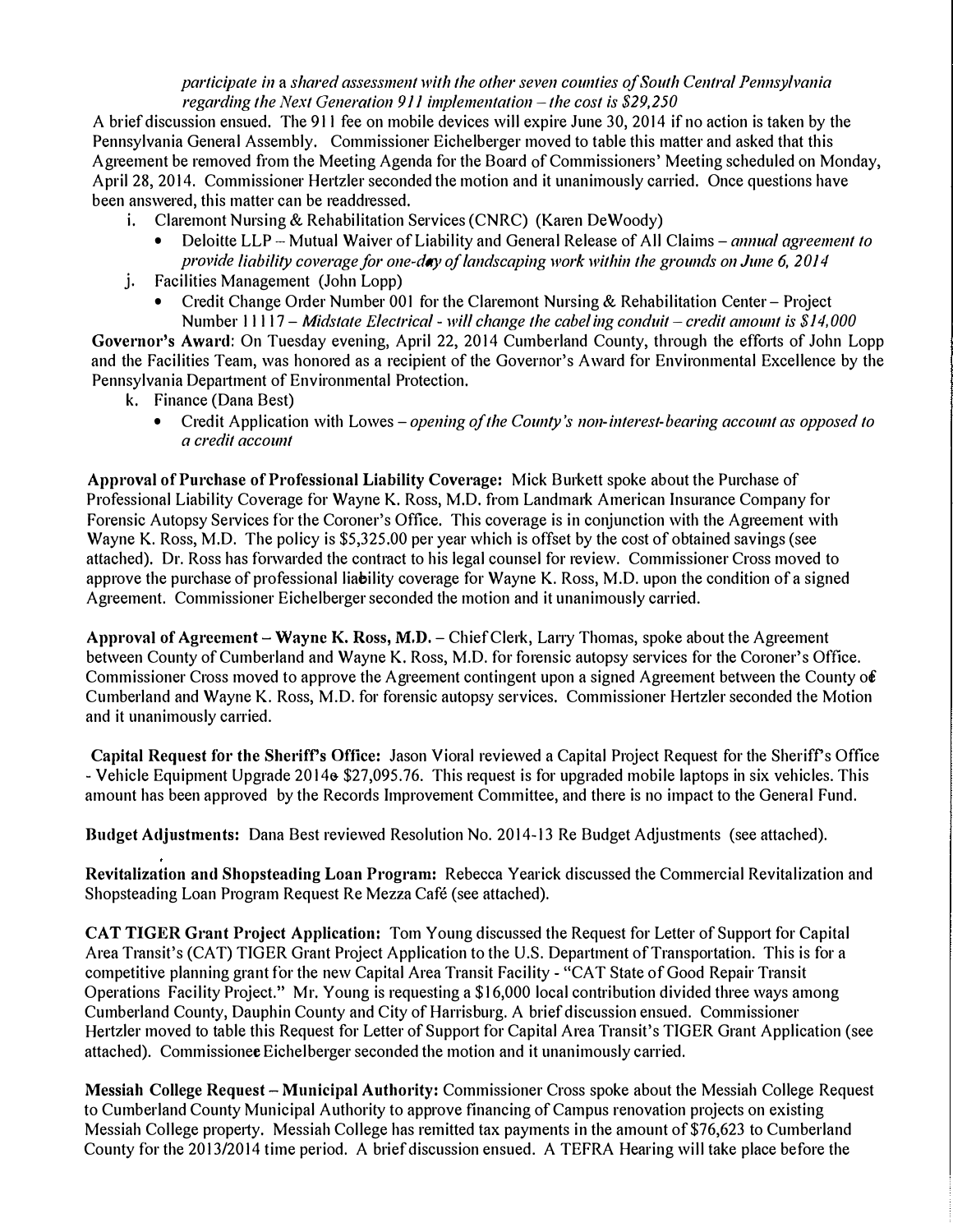*participate in a shared assessment with the other seven counties of South Central Pennsylvania regarding the Next Generation 911 implementation – the cost is $29,250*

A brief discussion ensued. The 911 fee on mobile devices will expire June 30, 2014 if no action is taken by the Pennsylvania General Assembly. Commissioner Eichelberger moved to table this matter and asked that this Agreement be removed from the Meeting Agenda for the Board of Commissioners' Meeting scheduled on Monday, April 28, 2014. Commissioner Hertzler seconded the motion and it unanimously carried. Once questions have been answered, this matter can be readdressed.

i. Claremont Nursing & Rehabilitation Services (CNRC) (Karen DeWoody)
   - Deloitte LLP – Mutual Waiver of Liability and General Release of All Claims – *annual agreement to provide liability coverage for one-day of landscaping work within the grounds on June 6, 2014*

j. Facilities Management (John Lopp)
   - Credit Change Order Number 001 for the Claremont Nursing & Rehabilitation Center – Project Number 11117 – *Midstate Electrical - will change the cabeling conduit – credit amount is $14,000*

**Governor's Award**: On Tuesday evening, April 22, 2014 Cumberland County, through the efforts of John Lopp and the Facilities Team, was honored as a recipient of the Governor's Award for Environmental Excellence by the Pennsylvania Department of Environmental Protection.

k. Finance (Dana Best)
   - Credit Application with Lowes – *opening of the County's non-interest-bearing account as opposed to a credit account*

**Approval of Purchase of Professional Liability Coverage:** Mick Burkett spoke about the Purchase of Professional Liability Coverage for Wayne K. Ross, M.D. from Landmark American Insurance Company for Forensic Autopsy Services for the Coroner's Office. This coverage is in conjunction with the Agreement with Wayne K. Ross, M.D. The policy is $5,325.00 per year which is offset by the cost of obtained savings (see attached). Dr. Ross has forwarded the contract to his legal counsel for review. Commissioner Cross moved to approve the purchase of professional liability coverage for Wayne K. Ross, M.D. upon the condition of a signed Agreement. Commissioner Eichelberger seconded the motion and it unanimously carried.

**Approval of Agreement – Wayne K. Ross, M.D.** – Chief Clerk, Larry Thomas, spoke about the Agreement between County of Cumberland and Wayne K. Ross, M.D. for forensic autopsy services for the Coroner's Office. Commissioner Cross moved to approve the Agreement contingent upon a signed Agreement between the County of Cumberland and Wayne K. Ross, M.D. for forensic autopsy services. Commissioner Hertzler seconded the Motion and it unanimously carried.

**Capital Request for the Sheriff's Office:** Jason Vioral reviewed a Capital Project Request for the Sheriff's Office - Vehicle Equipment Upgrade 2014e $27,095.76. This request is for upgraded mobile laptops in six vehicles. This amount has been approved by the Records Improvement Committee, and there is no impact to the General Fund.

**Budget Adjustments:** Dana Best reviewed Resolution No. 2014-13 Re Budget Adjustments (see attached).

**Revitalization and Shopsteading Loan Program:** Rebecca Yearick discussed the Commercial Revitalization and Shopsteading Loan Program Request Re Mezza Café (see attached).

**CAT TIGER Grant Project Application:** Tom Young discussed the Request for Letter of Support for Capital Area Transit's (CAT) TIGER Grant Project Application to the U.S. Department of Transportation. This is for a competitive planning grant for the new Capital Area Transit Facility - "CAT State of Good Repair Transit Operations Facility Project." Mr. Young is requesting a $16,000 local contribution divided three ways among Cumberland County, Dauphin County and City of Harrisburg. A brief discussion ensued. Commissioner Hertzler moved to table this Request for Letter of Support for Capital Area Transit's TIGER Grant Application (see attached). Commissionee Eichelberger seconded the motion and it unanimously carried.

**Messiah College Request – Municipal Authority:** Commissioner Cross spoke about the Messiah College Request to Cumberland County Municipal Authority to approve financing of Campus renovation projects on existing Messiah College property. Messiah College has remitted tax payments in the amount of $76,623 to Cumberland County for the 2013/2014 time period. A brief discussion ensued. A TEFRA Hearing will take place before the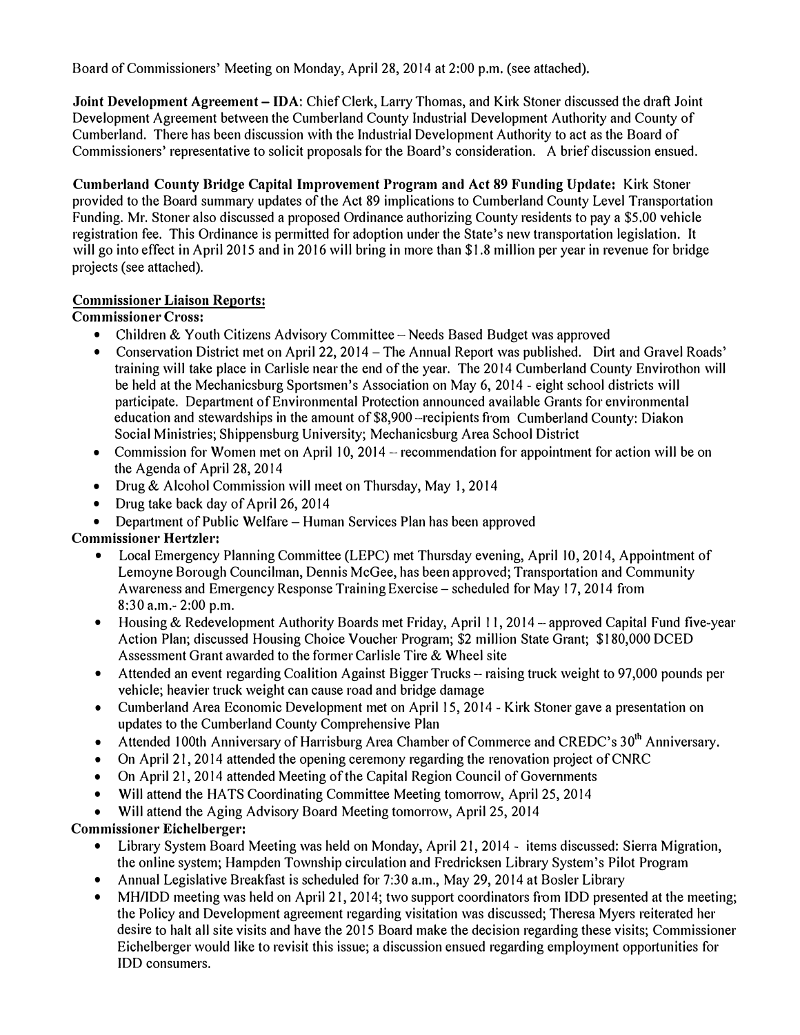Board of Commissioners' Meeting on Monday, April 28, 2014 at 2:00 p.m. (see attached).

**Joint Development Agreement – IDA**: Chief Clerk, Larry Thomas, and Kirk Stoner discussed the draft Joint Development Agreement between the Cumberland County Industrial Development Authority and County of Cumberland. There has been discussion with the Industrial Development Authority to act as the Board of Commissioners' representative to solicit proposals for the Board's consideration. A brief discussion ensued.

**Cumberland County Bridge Capital Improvement Program and Act 89 Funding Update:** Kirk Stoner provided to the Board summary updates of the Act 89 implications to Cumberland County Level Transportation Funding. Mr. Stoner also discussed a proposed Ordinance authorizing County residents to pay a $5.00 vehicle registration fee. This Ordinance is permitted for adoption under the State's new transportation legislation. It will go into effect in April 2015 and in 2016 will bring in more than $1.8 million per year in revenue for bridge projects (see attached).

**Commissioner Liaison Reports:**

**Commissioner Cross:**

- Children & Youth Citizens Advisory Committee – Needs Based Budget was approved
- Conservation District met on April 22, 2014 – The Annual Report was published. Dirt and Gravel Roads' training will take place in Carlisle near the end of the year. The 2014 Cumberland County Envirothon will be held at the Mechanicsburg Sportsmen's Association on May 6, 2014 - eight school districts will participate. Department of Environmental Protection announced available Grants for environmental education and stewardships in the amount of $8,900 –recipients from Cumberland County: Diakon Social Ministries; Shippensburg University; Mechanicsburg Area School District
- Commission for Women met on April 10, 2014 – recommendation for appointment for action will be on the Agenda of April 28, 2014
- Drug & Alcohol Commission will meet on Thursday, May 1, 2014
- Drug take back day of April 26, 2014
- Department of Public Welfare – Human Services Plan has been approved

**Commissioner Hertzler:**

- Local Emergency Planning Committee (LEPC) met Thursday evening, April 10, 2014, Appointment of Lemoyne Borough Councilman, Dennis McGee, has been approved; Transportation and Community Awareness and Emergency Response Training Exercise – scheduled for May 17, 2014 from 8:30 a.m.- 2:00 p.m.
- Housing & Redevelopment Authority Boards met Friday, April 11, 2014 – approved Capital Fund five-year Action Plan; discussed Housing Choice Voucher Program; $2 million State Grant; $180,000 DCED Assessment Grant awarded to the former Carlisle Tire & Wheel site
- Attended an event regarding Coalition Against Bigger Trucks – raising truck weight to 97,000 pounds per vehicle; heavier truck weight can cause road and bridge damage
- Cumberland Area Economic Development met on April 15, 2014 - Kirk Stoner gave a presentation on updates to the Cumberland County Comprehensive Plan
- Attended 100th Anniversary of Harrisburg Area Chamber of Commerce and CREDC's 30th Anniversary.
- On April 21, 2014 attended the opening ceremony regarding the renovation project of CNRC
- On April 21, 2014 attended Meeting of the Capital Region Council of Governments
- Will attend the HATS Coordinating Committee Meeting tomorrow, April 25, 2014
- Will attend the Aging Advisory Board Meeting tomorrow, April 25, 2014

**Commissioner Eichelberger:**

- Library System Board Meeting was held on Monday, April 21, 2014 - items discussed: Sierra Migration, the online system; Hampden Township circulation and Fredricksen Library System's Pilot Program
- Annual Legislative Breakfast is scheduled for 7:30 a.m., May 29, 2014 at Bosler Library
- MH/IDD meeting was held on April 21, 2014; two support coordinators from IDD presented at the meeting; the Policy and Development agreement regarding visitation was discussed; Theresa Myers reiterated her desire to halt all site visits and have the 2015 Board make the decision regarding these visits; Commissioner Eichelberger would like to revisit this issue; a discussion ensued regarding employment opportunities for IDD consumers.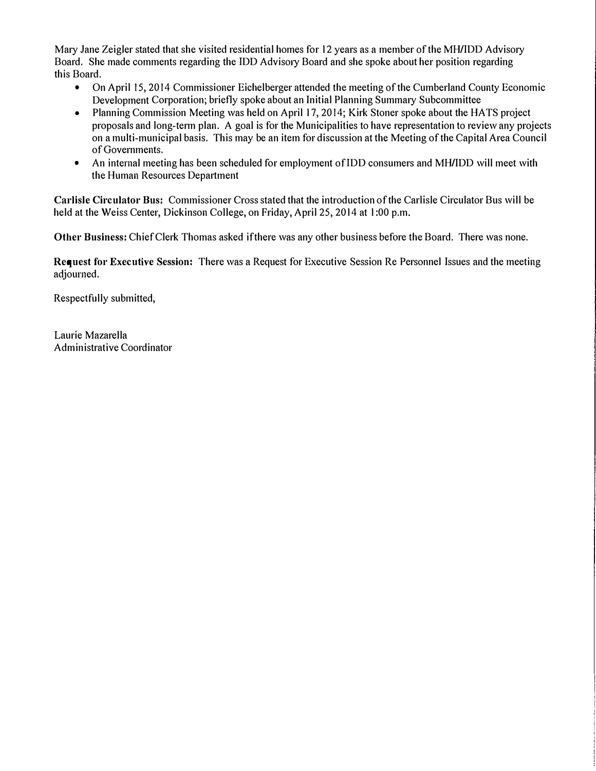Mary Jane Zeigler stated that she visited residential homes for 12 years as a member of the MH/IDD Advisory Board. She made comments regarding the IDD Advisory Board and she spoke about her position regarding this Board.

- On April 15, 2014 Commissioner Eichelberger attended the meeting of the Cumberland County Economic Development Corporation; briefly spoke about an Initial Planning Summary Subcommittee
- Planning Commission Meeting was held on April 17, 2014; Kirk Stoner spoke about the HATS project proposals and long-term plan. A goal is for the Municipalities to have representation to review any projects on a multi-municipal basis. This may be an item for discussion at the Meeting of the Capital Area Council of Governments.
- An internal meeting has been scheduled for employment of IDD consumers and MH/IDD will meet with the Human Resources Department

**Carlisle Circulator Bus:** Commissioner Cross stated that the introduction of the Carlisle Circulator Bus will be held at the Weiss Center, Dickinson College, on Friday, April 25, 2014 at 1:00 p.m.

**Other Business:** Chief Clerk Thomas asked if there was any other business before the Board. There was none.

**Request for Executive Session:** There was a Request for Executive Session Re Personnel Issues and the meeting adjourned.

Respectfully submitted,

Laurie Mazarella
Administrative Coordinator